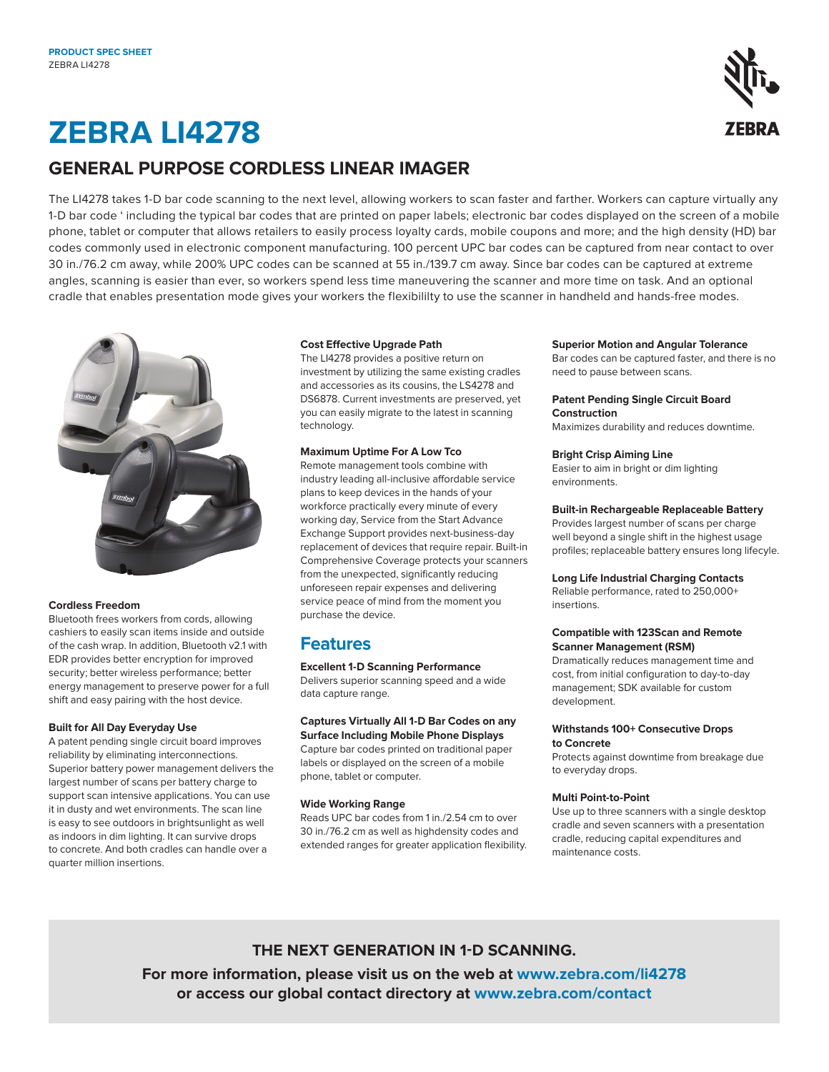**PRODUCT SPEC SHEET**
ZEBRA LI4278

# ZEBRA LI4278

## GENERAL PURPOSE CORDLESS LINEAR IMAGER

The LI4278 takes 1-D bar code scanning to the next level, allowing workers to scan faster and farther. Workers can capture virtually any 1-D bar code ‘ including the typical bar codes that are printed on paper labels; electronic bar codes displayed on the screen of a mobile phone, tablet or computer that allows retailers to easily process loyalty cards, mobile coupons and more; and the high density (HD) bar codes commonly used in electronic component manufacturing. 100 percent UPC bar codes can be captured from near contact to over 30 in./76.2 cm away, while 200% UPC codes can be scanned at 55 in./139.7 cm away. Since bar codes can be captured at extreme angles, scanning is easier than ever, so workers spend less time maneuvering the scanner and more time on task. And an optional cradle that enables presentation mode gives your workers the flexibililty to use the scanner in handheld and hands-free modes.

#### Cordless Freedom

Bluetooth frees workers from cords, allowing cashiers to easily scan items inside and outside of the cash wrap. In addition, Bluetooth v2.1 with EDR provides better encryption for improved security; better wireless performance; better energy management to preserve power for a full shift and easy pairing with the host device.

#### Built for All Day Everyday Use

A patent pending single circuit board improves reliability by eliminating interconnections. Superior battery power management delivers the largest number of scans per battery charge to support scan intensive applications. You can use it in dusty and wet environments. The scan line is easy to see outdoors in brightsunlight as well as indoors in dim lighting. It can survive drops to concrete. And both cradles can handle over a quarter million insertions.

#### Cost Effective Upgrade Path

The LI4278 provides a positive return on investment by utilizing the same existing cradles and accessories as its cousins, the LS4278 and DS6878. Current investments are preserved, yet you can easily migrate to the latest in scanning technology.

#### Maximum Uptime For A Low Tco

Remote management tools combine with industry leading all-inclusive affordable service plans to keep devices in the hands of your workforce practically every minute of every working day, Service from the Start Advance Exchange Support provides next-business-day replacement of devices that require repair. Built-in Comprehensive Coverage protects your scanners from the unexpected, significantly reducing unforeseen repair expenses and delivering service peace of mind from the moment you purchase the device.

## Features

#### Excellent 1-D Scanning Performance

Delivers superior scanning speed and a wide data capture range.

#### Captures Virtually All 1-D Bar Codes on any Surface Including Mobile Phone Displays

Capture bar codes printed on traditional paper labels or displayed on the screen of a mobile phone, tablet or computer.

#### Wide Working Range

Reads UPC bar codes from 1 in./2.54 cm to over 30 in./76.2 cm as well as highdensity codes and extended ranges for greater application flexibility.

#### Superior Motion and Angular Tolerance

Bar codes can be captured faster, and there is no need to pause between scans.

#### Patent Pending Single Circuit Board Construction

Maximizes durability and reduces downtime.

#### Bright Crisp Aiming Line

Easier to aim in bright or dim lighting environments.

#### Built-in Rechargeable Replaceable Battery

Provides largest number of scans per charge well beyond a single shift in the highest usage profiles; replaceable battery ensures long lifecycle.

#### Long Life Industrial Charging Contacts

Reliable performance, rated to 250,000+ insertions.

#### Compatible with 123Scan and Remote Scanner Management (RSM)

Dramatically reduces management time and cost, from initial configuration to day-to-day management; SDK available for custom development.

#### Withstands 100+ Consecutive Drops to Concrete

Protects against downtime from breakage due to everyday drops.

#### Multi Point-to-Point

Use up to three scanners with a single desktop cradle and seven scanners with a presentation cradle, reducing capital expenditures and maintenance costs.

**THE NEXT GENERATION IN 1-D SCANNING.**

**For more information, please visit us on the web at www.zebra.com/li4278 or access our global contact directory at www.zebra.com/contact**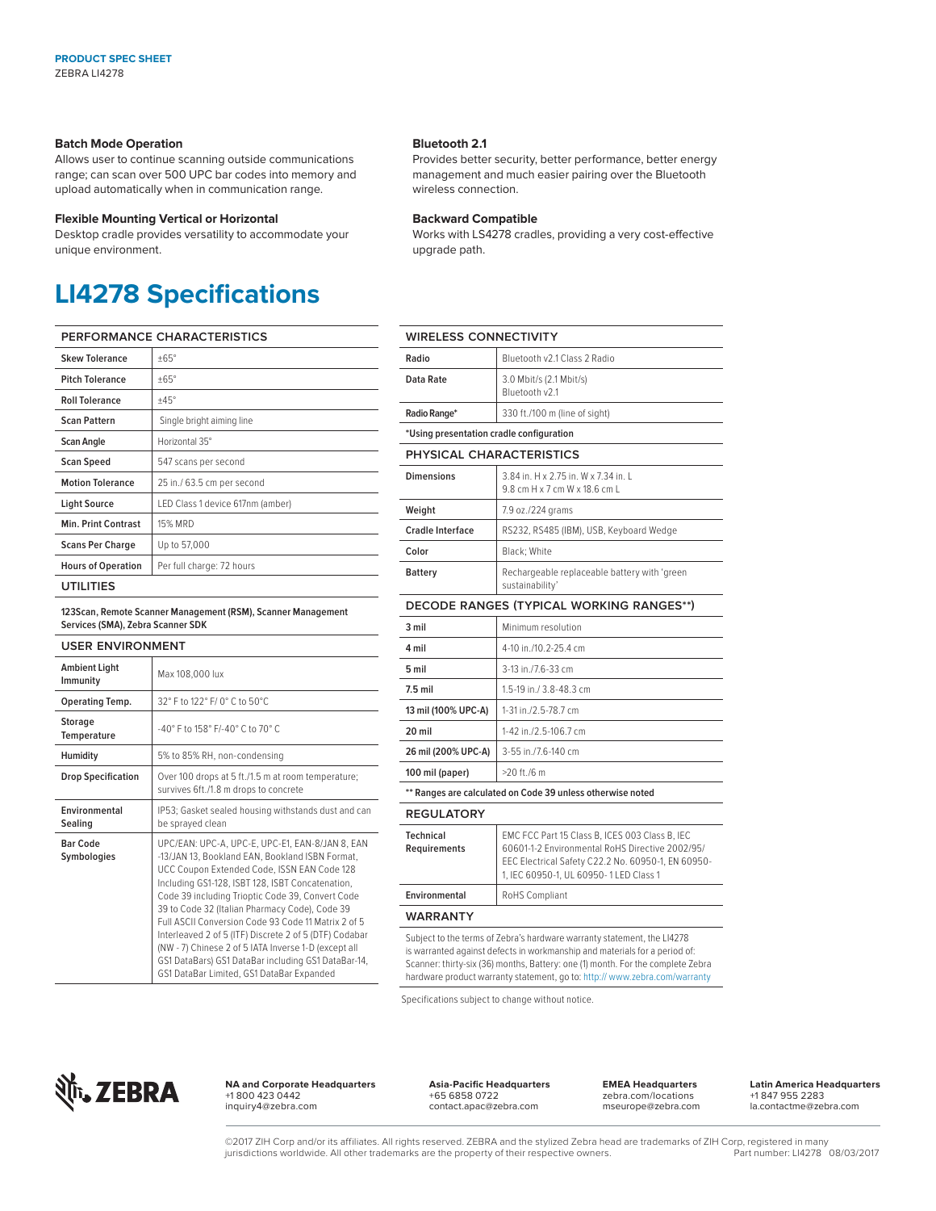### Batch Mode Operation

Allows user to continue scanning outside communications range; can scan over 500 UPC bar codes into memory and upload automatically when in communication range.

### Flexible Mounting Vertical or Horizontal

Desktop cradle provides versatility to accommodate your unique environment.

### Bluetooth 2.1

Provides better security, better performance, better energy management and much easier pairing over the Bluetooth wireless connection.

### Backward Compatible

Works with LS4278 cradles, providing a very cost-effective upgrade path.

# LI4278 Specifications

## PERFORMANCE CHARACTERISTICS

| | |
|---|---|
| **Skew Tolerance** | ±65° |
| **Pitch Tolerance** | ±65° |
| **Roll Tolerance** | ±45° |
| **Scan Pattern** | Single bright aiming line |
| **Scan Angle** | Horizontal 35° |
| **Scan Speed** | 547 scans per second |
| **Motion Tolerance** | 25 in./ 63.5 cm per second |
| **Light Source** | LED Class 1 device 617nm (amber) |
| **Min. Print Contrast** | 15% MRD |
| **Scans Per Charge** | Up to 57,000 |
| **Hours of Operation** | Per full charge: 72 hours |

## UTILITIES

**123Scan, Remote Scanner Management (RSM), Scanner Management Services (SMA), Zebra Scanner SDK**

## USER ENVIRONMENT

| | |
|---|---|
| **Ambient Light Immunity** | Max 108,000 lux |
| **Operating Temp.** | 32° F to 122° F/ 0° C to 50°C |
| **Storage Temperature** | -40° F to 158° F/-40° C to 70° C |
| **Humidity** | 5% to 85% RH, non-condensing |
| **Drop Specification** | Over 100 drops at 5 ft./1.5 m at room temperature; survives 6ft./1.8 m drops to concrete |
| **Environmental Sealing** | IP53; Gasket sealed housing withstands dust and can be sprayed clean |
| **Bar Code Symbologies** | UPC/EAN: UPC-A, UPC-E, UPC-E1, EAN-8/JAN 8, EAN -13/JAN 13, Bookland EAN, Bookland ISBN Format, UCC Coupon Extended Code, ISSN EAN Code 128 Including GS1-128, ISBT 128, ISBT Concatenation, Code 39 including Trioptic Code 39, Convert Code 39 to Code 32 (Italian Pharmacy Code), Code 39 Full ASCII Conversion Code 93 Code 11 Matrix 2 of 5 Interleaved 2 of 5 (ITF) Discrete 2 of 5 (DTF) Codabar (NW - 7) Chinese 2 of 5 IATA Inverse 1-D (except all GS1 DataBars) GS1 DataBar including GS1 DataBar-14, GS1 DataBar Limited, GS1 DataBar Expanded |

## WIRELESS CONNECTIVITY

| | |
|---|---|
| **Radio** | Bluetooth v2.1 Class 2 Radio |
| **Data Rate** | 3.0 Mbit/s (2.1 Mbit/s) Bluetooth v2.1 |
| **Radio Range*** | 330 ft./100 m (line of sight) |

*Using presentation cradle configuration

## PHYSICAL CHARACTERISTICS

| | |
|---|---|
| **Dimensions** | 3.84 in. H x 2.75 in. W x 7.34 in. L<br>9.8 cm H x 7 cm W x 18.6 cm L |
| **Weight** | 7.9 oz./224 grams |
| **Cradle Interface** | RS232, RS485 (IBM), USB, Keyboard Wedge |
| **Color** | Black; White |
| **Battery** | Rechargeable replaceable battery with 'green sustainability' |

## DECODE RANGES (TYPICAL WORKING RANGES**)

| | |
|---|---|
| **3 mil** | Minimum resolution |
| **4 mil** | 4-10 in./10.2-25.4 cm |
| **5 mil** | 3-13 in./7.6-33 cm |
| **7.5 mil** | 1.5-19 in./ 3.8-48.3 cm |
| **13 mil (100% UPC-A)** | 1-31 in./2.5-78.7 cm |
| **20 mil** | 1-42 in./2.5-106.7 cm |
| **26 mil (200% UPC-A)** | 3-55 in./7.6-140 cm |
| **100 mil (paper)** | >20 ft./6 m |

** Ranges are calculated on Code 39 unless otherwise noted

## REGULATORY

| | |
|---|---|
| **Technical Requirements** | EMC FCC Part 15 Class B, ICES 003 Class B, IEC 60601-1-2 Environmental RoHS Directive 2002/95/ EEC Electrical Safety C22.2 No. 60950-1, EN 60950-1, IEC 60950-1, UL 60950- 1 LED Class 1 |
| **Environmental** | RoHS Compliant |

## WARRANTY

Subject to the terms of Zebra's hardware warranty statement, the LI4278 is warranted against defects in workmanship and materials for a period of: Scanner: thirty-six (36) months, Battery: one (1) month. For the complete Zebra hardware product warranty statement, go to: http:// www.zebra.com/warranty

Specifications subject to change without notice.

ZEBRA

**NA and Corporate Headquarters**
+1 800 423 0442
inquiry4@zebra.com

**Asia-Pacific Headquarters**
+65 6858 0722
contact.apac@zebra.com

**EMEA Headquarters**
zebra.com/locations
mseurope@zebra.com

**Latin America Headquarters**
+1 847 955 2283
la.contactme@zebra.com

©2017 ZIH Corp and/or its affiliates. All rights reserved. ZEBRA and the stylized Zebra head are trademarks of ZIH Corp, registered in many jurisdictions worldwide. All other trademarks are the property of their respective owners. Part number: LI4278 08/03/2017